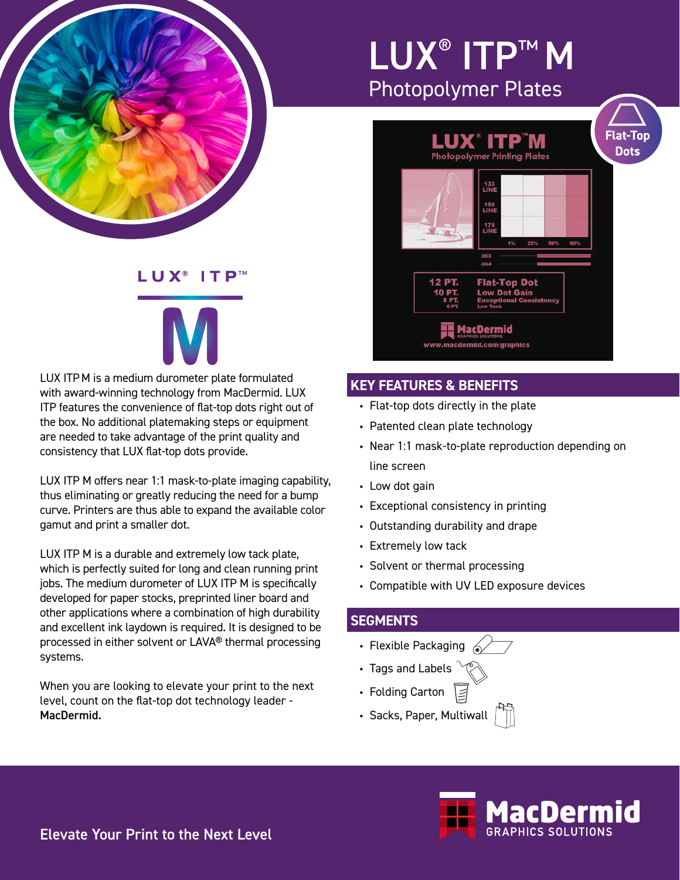# LUX® ITP™ M

## Photopolymer Plates

LUX® ITP™

M

LUX ITP M is a medium durometer plate formulated with award-winning technology from MacDermid. LUX ITP features the convenience of flat-top dots right out of the box. No additional platemaking steps or equipment are needed to take advantage of the print quality and consistency that LUX flat-top dots provide.

LUX ITP M offers near 1:1 mask-to-plate imaging capability, thus eliminating or greatly reducing the need for a bump curve. Printers are thus able to expand the available color gamut and print a smaller dot.

LUX ITP M is a durable and extremely low tack plate, which is perfectly suited for long and clean running print jobs. The medium durometer of LUX ITP M is specifically developed for paper stocks, preprinted liner board and other applications where a combination of high durability and excellent ink laydown is required. It is designed to be processed in either solvent or LAVA® thermal processing systems.

When you are looking to elevate your print to the next level, count on the flat-top dot technology leader - **MacDermid.**

Flat-Top Dots

## KEY FEATURES & BENEFITS

- Flat-top dots directly in the plate
- Patented clean plate technology
- Near 1:1 mask-to-plate reproduction depending on line screen
- Low dot gain
- Exceptional consistency in printing
- Outstanding durability and drape
- Extremely low tack
- Solvent or thermal processing
- Compatible with UV LED exposure devices

## SEGMENTS

- Flexible Packaging
- Tags and Labels
- Folding Carton
- Sacks, Paper, Multiwall

Elevate Your Print to the Next Level

MacDermid GRAPHICS SOLUTIONS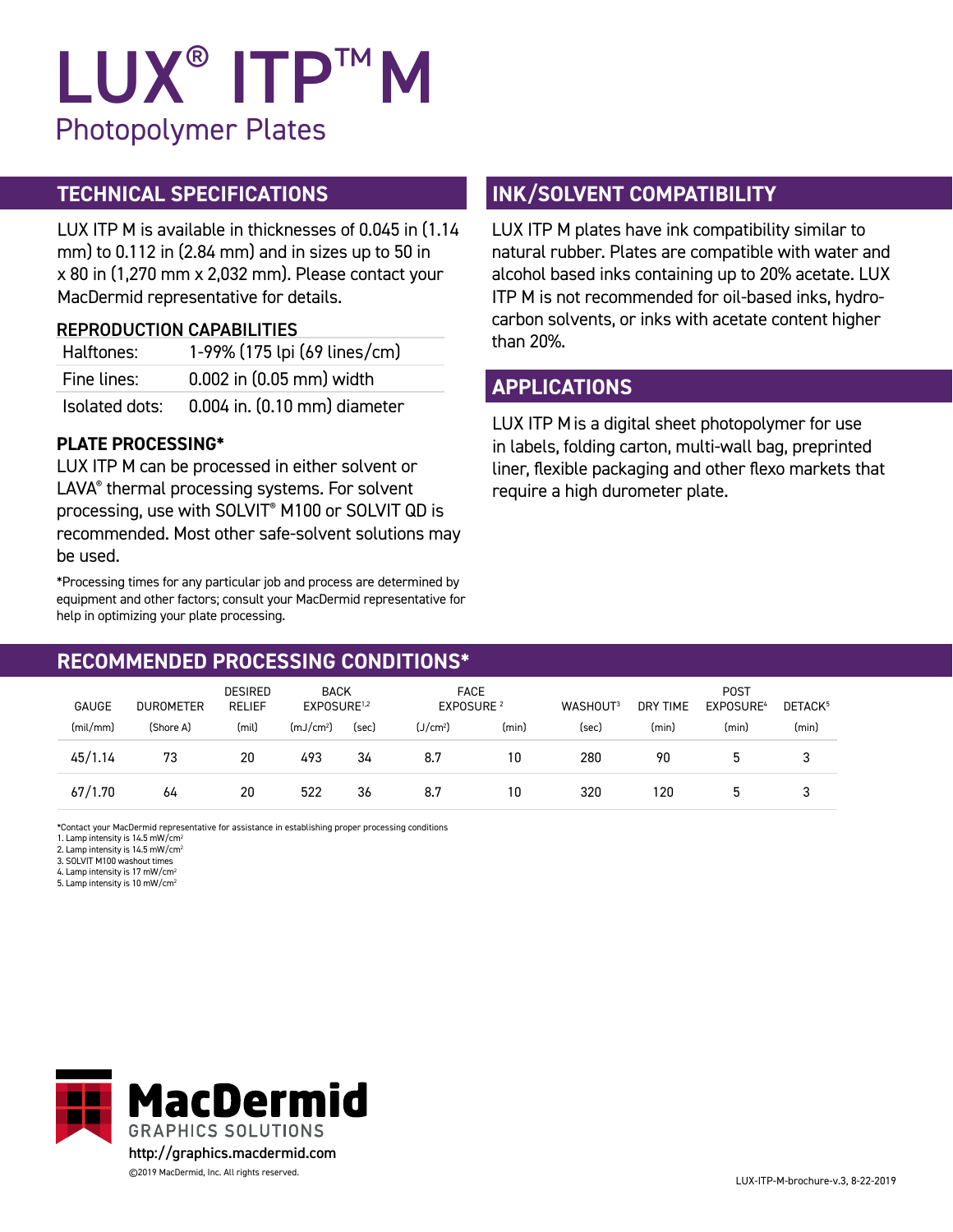// LUX® ITP™ M

Photopolymer Plates

## TECHNICAL SPECIFICATIONS

LUX ITP M is available in thicknesses of 0.045 in (1.14 mm) to 0.112 in (2.84 mm) and in sizes up to 50 in x 80 in (1,270 mm x 2,032 mm). Please contact your MacDermid representative for details.

### REPRODUCTION CAPABILITIES

| | |
|---|---|
| Halftones: | 1-99% (175 lpi (69 lines/cm) |
| Fine lines: | 0.002 in (0.05 mm) width |
| Isolated dots: | 0.004 in. (0.10 mm) diameter |

### PLATE PROCESSING*

LUX ITP M can be processed in either solvent or LAVA® thermal processing systems. For solvent processing, use with SOLVIT® M100 or SOLVIT QD is recommended. Most other safe-solvent solutions may be used.

*Processing times for any particular job and process are determined by equipment and other factors; consult your MacDermid representative for help in optimizing your plate processing.

## INK/SOLVENT COMPATIBILITY

LUX ITP M plates have ink compatibility similar to natural rubber. Plates are compatible with water and alcohol based inks containing up to 20% acetate. LUX ITP M is not recommended for oil-based inks, hydro-carbon solvents, or inks with acetate content higher than 20%.

## APPLICATIONS

LUX ITP M is a digital sheet photopolymer for use in labels, folding carton, multi-wall bag, preprinted liner, flexible packaging and other flexo markets that require a high durometer plate.

## RECOMMENDED PROCESSING CONDITIONS*

| GAUGE | DUROMETER | DESIRED RELIEF | BACK EXPOSURE[1,2] | | FACE EXPOSURE [2] | | WASHOUT[3] | DRY TIME | POST EXPOSURE[4] | DETACK[5] |
|---|---|---|---|---|---|---|---|---|---|---|
| (mil/mm) | (Shore A) | (mil) | ($mJ/cm^2$) | (sec) | ($J/cm^2$) | (min) | (sec) | (min) | (min) | (min) |
| 45/1.14 | 73 | 20 | 493 | 34 | 8.7 | 10 | 280 | 90 | 5 | 3 |
| 67/1.70 | 64 | 20 | 522 | 36 | 8.7 | 10 | 320 | 120 | 5 | 3 |

*Contact your MacDermid representative for assistance in establishing proper processing conditions
1. Lamp intensity is 14.5 $mW/cm^2$
2. Lamp intensity is 14.5 $mW/cm^2$
3. SOLVIT M100 washout times
4. Lamp intensity is 17 $mW/cm^2$
5. Lamp intensity is 10 $mW/cm^2$

MacDermid
GRAPHICS SOLUTIONS
http://graphics.macdermid.com
©2019 MacDermid, Inc. All rights reserved.

LUX-ITP-M-brochure-v.3, 8-22-2019